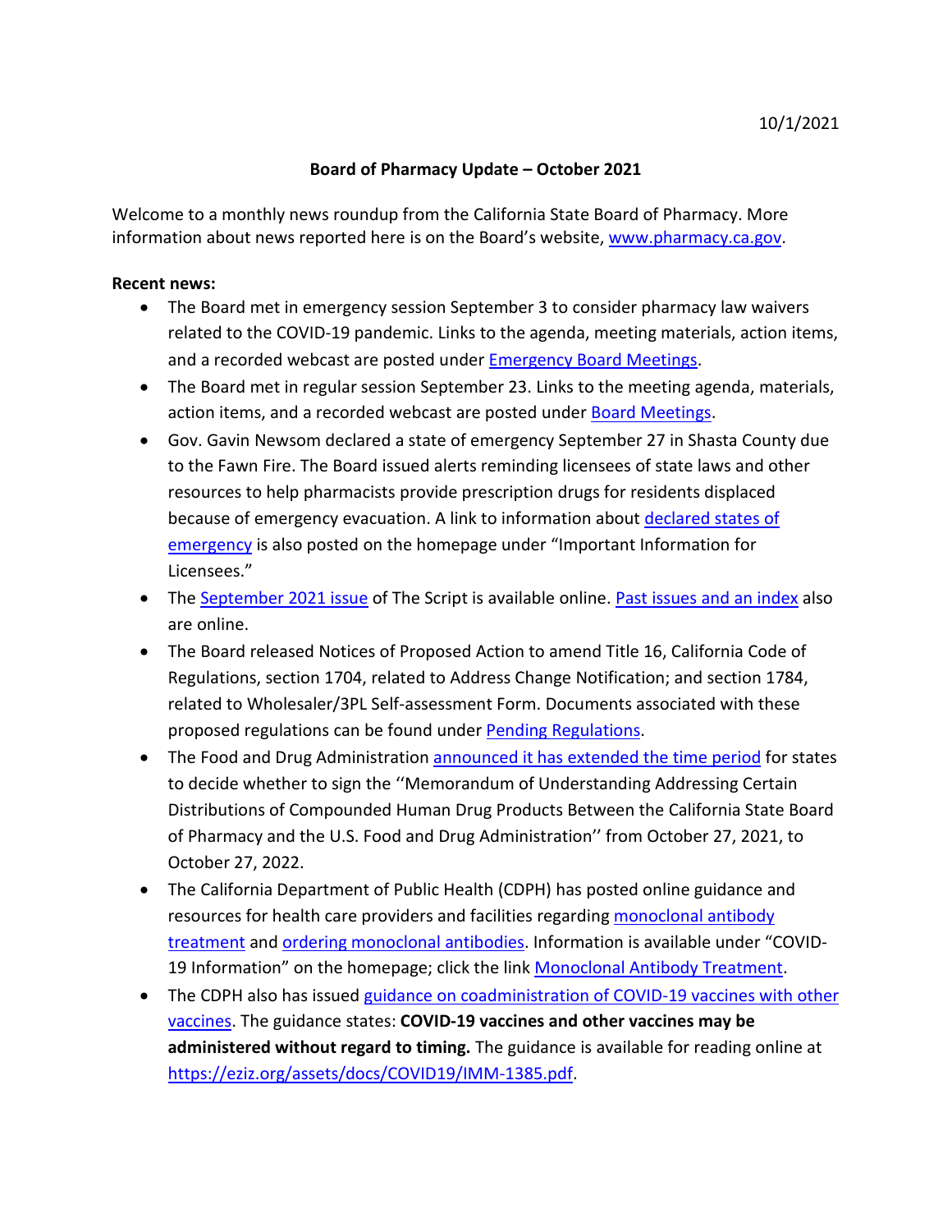10/1/2021

**Board of Pharmacy Update – October 2021**

Welcome to a monthly news roundup from the California State Board of Pharmacy. More information about news reported here is on the Board's website, [www.pharmacy.ca.gov](www.pharmacy.ca.gov).

**Recent news:**

- The Board met in emergency session September 3 to consider pharmacy law waivers related to the COVID-19 pandemic. Links to the agenda, meeting materials, action items, and a recorded webcast are posted under [Emergency Board Meetings]().
- The Board met in regular session September 23. Links to the meeting agenda, materials, action items, and a recorded webcast are posted under [Board Meetings]().
- Gov. Gavin Newsom declared a state of emergency September 27 in Shasta County due to the Fawn Fire. The Board issued alerts reminding licensees of state laws and other resources to help pharmacists provide prescription drugs for residents displaced because of emergency evacuation. A link to information about [declared states of emergency]() is also posted on the homepage under "Important Information for Licensees."
- The [September 2021 issue]() of The Script is available online. [Past issues and an index]() also are online.
- The Board released Notices of Proposed Action to amend Title 16, California Code of Regulations, section 1704, related to Address Change Notification; and section 1784, related to Wholesaler/3PL Self-assessment Form. Documents associated with these proposed regulations can be found under [Pending Regulations]().
- The Food and Drug Administration [announced it has extended the time period]() for states to decide whether to sign the ''Memorandum of Understanding Addressing Certain Distributions of Compounded Human Drug Products Between the California State Board of Pharmacy and the U.S. Food and Drug Administration'' from October 27, 2021, to October 27, 2022.
- The California Department of Public Health (CDPH) has posted online guidance and resources for health care providers and facilities regarding [monoclonal antibody treatment]() and [ordering monoclonal antibodies](). Information is available under "COVID-19 Information" on the homepage; click the link [Monoclonal Antibody Treatment]().
- The CDPH also has issued [guidance on coadministration of COVID-19 vaccines with other vaccines](). The guidance states: **COVID-19 vaccines and other vaccines may be administered without regard to timing.** The guidance is available for reading online at [https://eziz.org/assets/docs/COVID19/IMM-1385.pdf](https://eziz.org/assets/docs/COVID19/IMM-1385.pdf).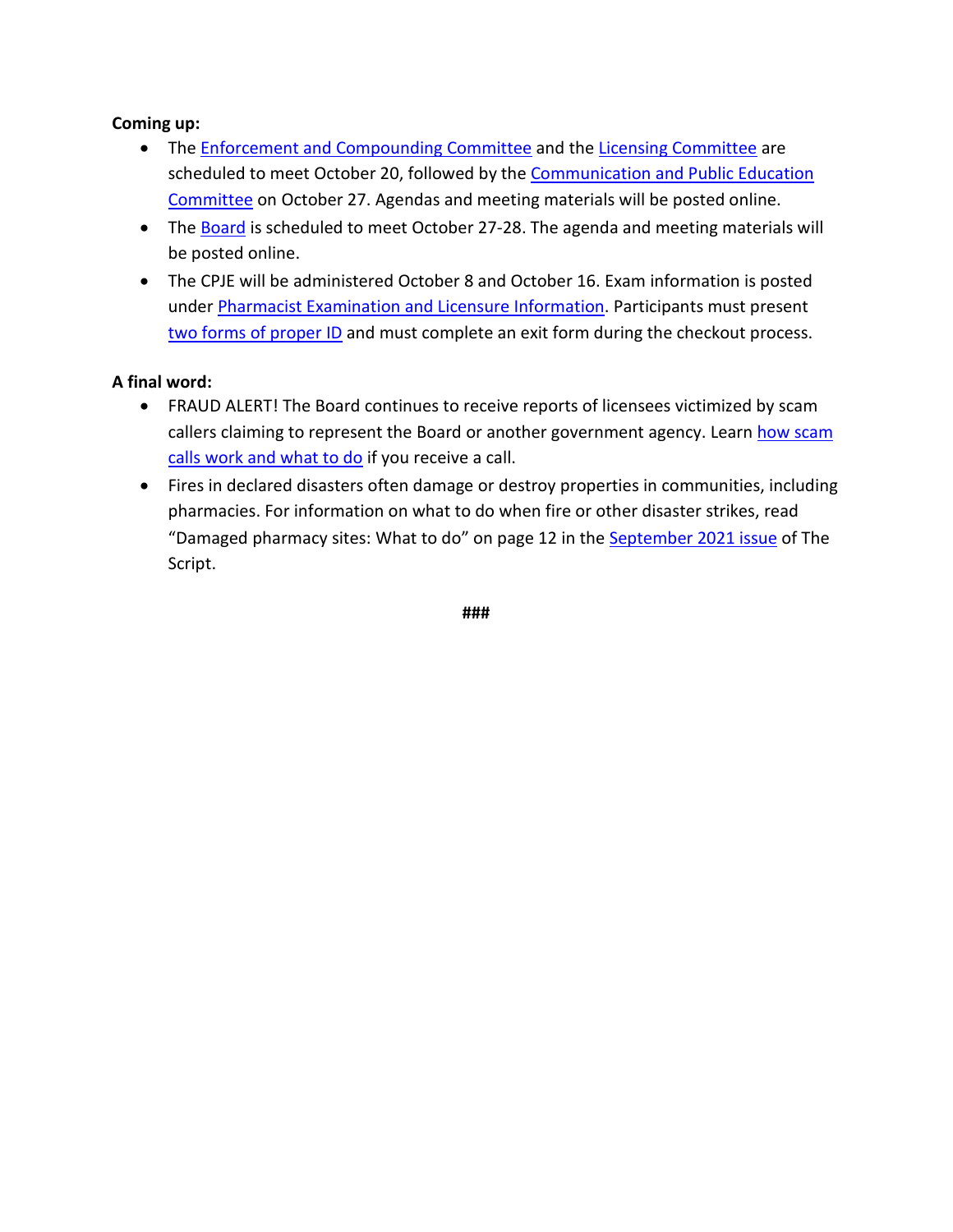**Coming up:**

- The Enforcement and Compounding Committee and the Licensing Committee are scheduled to meet October 20, followed by the Communication and Public Education Committee on October 27. Agendas and meeting materials will be posted online.
- The Board is scheduled to meet October 27-28. The agenda and meeting materials will be posted online.
- The CPJE will be administered October 8 and October 16. Exam information is posted under Pharmacist Examination and Licensure Information. Participants must present two forms of proper ID and must complete an exit form during the checkout process.

**A final word:**

- FRAUD ALERT! The Board continues to receive reports of licensees victimized by scam callers claiming to represent the Board or another government agency. Learn how scam calls work and what to do if you receive a call.
- Fires in declared disasters often damage or destroy properties in communities, including pharmacies. For information on what to do when fire or other disaster strikes, read "Damaged pharmacy sites: What to do" on page 12 in the September 2021 issue of The Script.

###